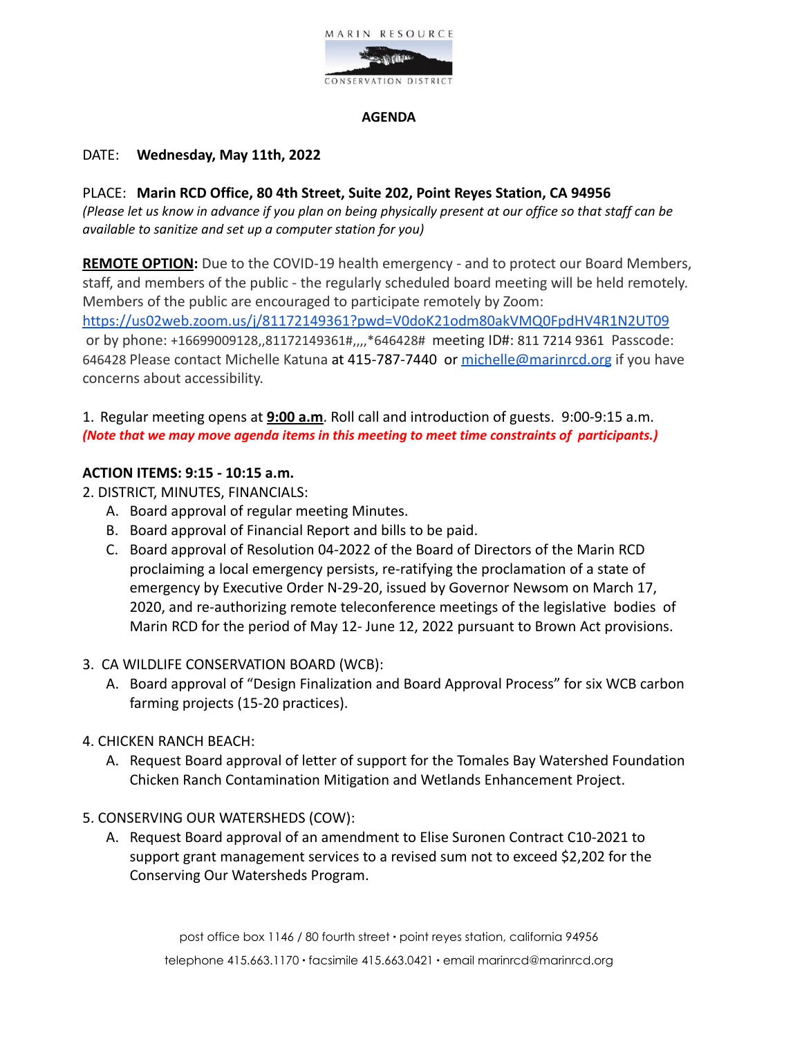MARIN RESOURCE
CONSERVATION DISTRICT

**AGENDA**

DATE: **Wednesday, May 11th, 2022**

PLACE: **Marin RCD Office, 80 4th Street, Suite 202, Point Reyes Station, CA 94956**
*(Please let us know in advance if you plan on being physically present at our office so that staff can be available to sanitize and set up a computer station for you)*

**REMOTE OPTION:** Due to the COVID-19 health emergency - and to protect our Board Members, staff, and members of the public - the regularly scheduled board meeting will be held remotely. Members of the public are encouraged to participate remotely by Zoom: https://us02web.zoom.us/j/81172149361?pwd=V0doK21odm80akVMQ0FpdHV4R1N2UT09 or by phone: +16699009128,,81172149361#,,,,*646428# meeting ID#: 811 7214 9361 Passcode: 646428 Please contact Michelle Katuna at 415-787-7440 or michelle@marinrcd.org if you have concerns about accessibility.

1. Regular meeting opens at **9:00 a.m**. Roll call and introduction of guests. 9:00-9:15 a.m.
***(Note that we may move agenda items in this meeting to meet time constraints of participants.)***

**ACTION ITEMS: 9:15 - 10:15 a.m.**

2. DISTRICT, MINUTES, FINANCIALS:
   A. Board approval of regular meeting Minutes.
   B. Board approval of Financial Report and bills to be paid.
   C. Board approval of Resolution 04-2022 of the Board of Directors of the Marin RCD proclaiming a local emergency persists, re-ratifying the proclamation of a state of emergency by Executive Order N-29-20, issued by Governor Newsom on March 17, 2020, and re-authorizing remote teleconference meetings of the legislative bodies of Marin RCD for the period of May 12- June 12, 2022 pursuant to Brown Act provisions.

3. CA WILDLIFE CONSERVATION BOARD (WCB):
   A. Board approval of "Design Finalization and Board Approval Process" for six WCB carbon farming projects (15-20 practices).

4. CHICKEN RANCH BEACH:
   A. Request Board approval of letter of support for the Tomales Bay Watershed Foundation Chicken Ranch Contamination Mitigation and Wetlands Enhancement Project.

5. CONSERVING OUR WATERSHEDS (COW):
   A. Request Board approval of an amendment to Elise Suronen Contract C10-2021 to support grant management services to a revised sum not to exceed $2,202 for the Conserving Our Watersheds Program.

post office box 1146 / 80 fourth street • point reyes station, california 94956
telephone 415.663.1170 • facsimile 415.663.0421 • email marinrcd@marinrcd.org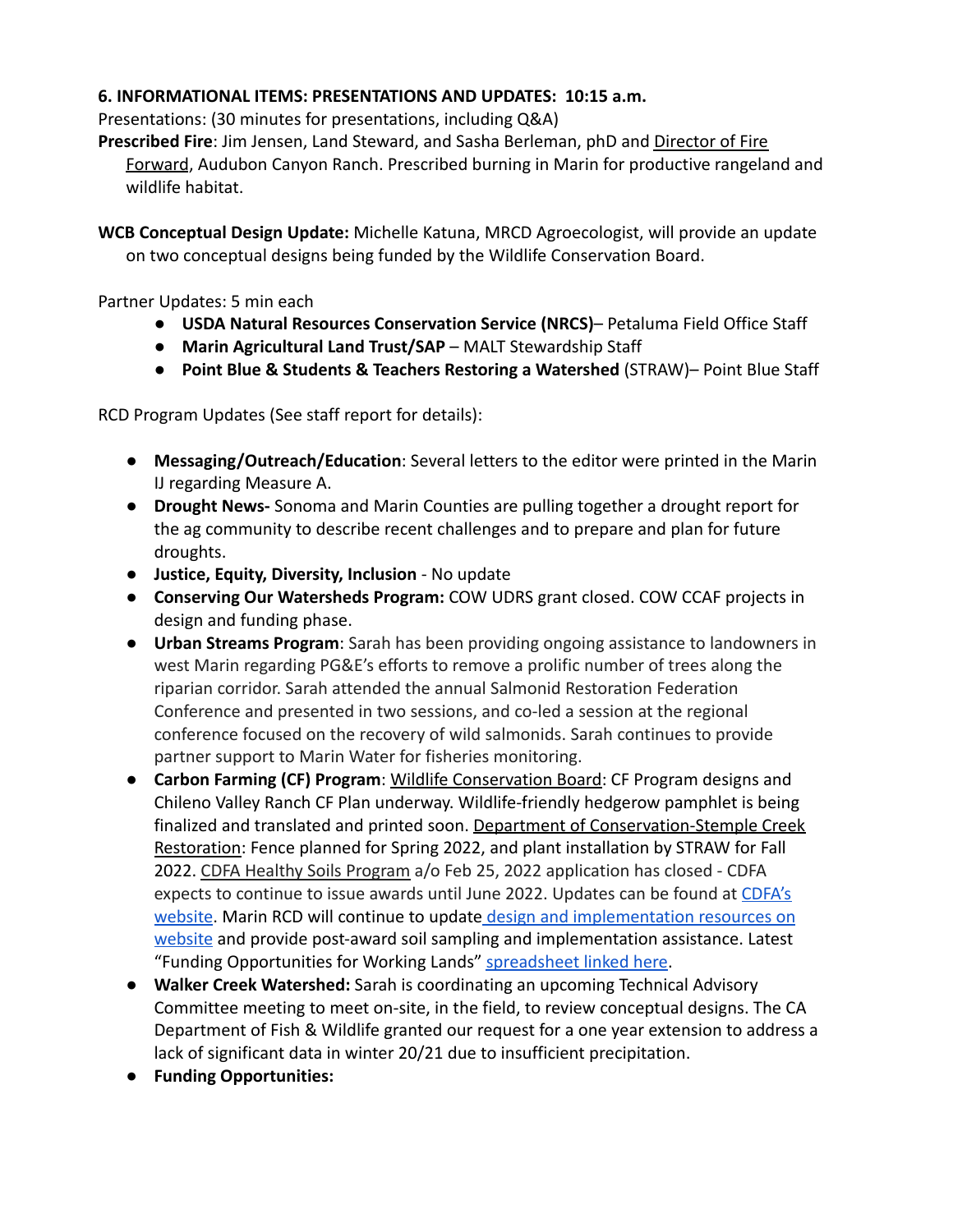**6. INFORMATIONAL ITEMS: PRESENTATIONS AND UPDATES: 10:15 a.m.**

Presentations: (30 minutes for presentations, including Q&A)

**Prescribed Fire**: Jim Jensen, Land Steward, and Sasha Berleman, phD and Director of Fire Forward, Audubon Canyon Ranch. Prescribed burning in Marin for productive rangeland and wildlife habitat.

**WCB Conceptual Design Update:** Michelle Katuna, MRCD Agroecologist, will provide an update on two conceptual designs being funded by the Wildlife Conservation Board.

Partner Updates: 5 min each

- **USDA Natural Resources Conservation Service (NRCS)**– Petaluma Field Office Staff
- **Marin Agricultural Land Trust/SAP** – MALT Stewardship Staff
- **Point Blue & Students & Teachers Restoring a Watershed** (STRAW)– Point Blue Staff

RCD Program Updates (See staff report for details):

- **Messaging/Outreach/Education**: Several letters to the editor were printed in the Marin IJ regarding Measure A.
- **Drought News-** Sonoma and Marin Counties are pulling together a drought report for the ag community to describe recent challenges and to prepare and plan for future droughts.
- **Justice, Equity, Diversity, Inclusion** - No update
- **Conserving Our Watersheds Program:** COW UDRS grant closed. COW CCAF projects in design and funding phase.
- **Urban Streams Program**: Sarah has been providing ongoing assistance to landowners in west Marin regarding PG&E's efforts to remove a prolific number of trees along the riparian corridor. Sarah attended the annual Salmonid Restoration Federation Conference and presented in two sessions, and co-led a session at the regional conference focused on the recovery of wild salmonids. Sarah continues to provide partner support to Marin Water for fisheries monitoring.
- **Carbon Farming (CF) Program**: Wildlife Conservation Board: CF Program designs and Chileno Valley Ranch CF Plan underway. Wildlife-friendly hedgerow pamphlet is being finalized and translated and printed soon. Department of Conservation-Stemple Creek Restoration: Fence planned for Spring 2022, and plant installation by STRAW for Fall 2022. CDFA Healthy Soils Program a/o Feb 25, 2022 application has closed - CDFA expects to continue to issue awards until June 2022. Updates can be found at CDFA's website. Marin RCD will continue to update design and implementation resources on website and provide post-award soil sampling and implementation assistance. Latest "Funding Opportunities for Working Lands" spreadsheet linked here.
- **Walker Creek Watershed:** Sarah is coordinating an upcoming Technical Advisory Committee meeting to meet on-site, in the field, to review conceptual designs. The CA Department of Fish & Wildlife granted our request for a one year extension to address a lack of significant data in winter 20/21 due to insufficient precipitation.
- **Funding Opportunities:**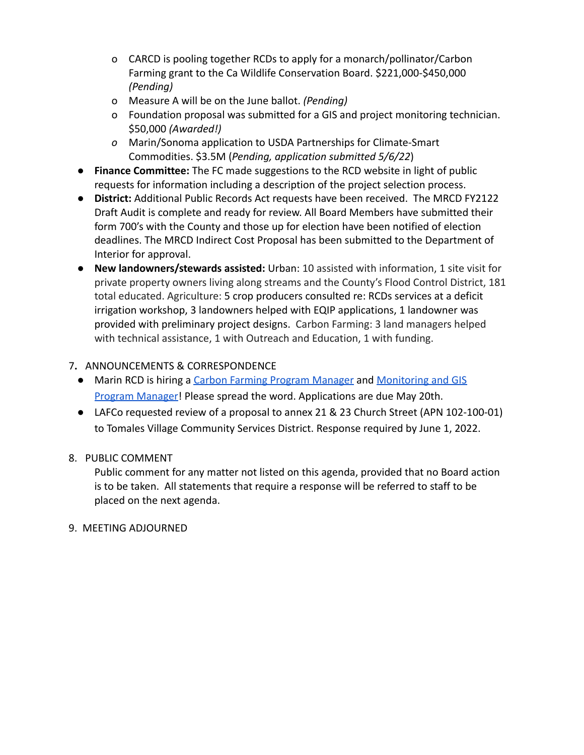- CARCD is pooling together RCDs to apply for a monarch/pollinator/Carbon Farming grant to the Ca Wildlife Conservation Board. $221,000-$450,000 *(Pending)*
  - Measure A will be on the June ballot. *(Pending)*
  - Foundation proposal was submitted for a GIS and project monitoring technician. $50,000 *(Awarded!)*
  - Marin/Sonoma application to USDA Partnerships for Climate-Smart Commodities. $3.5M (*Pending, application submitted 5/6/22*)
- **Finance Committee:** The FC made suggestions to the RCD website in light of public requests for information including a description of the project selection process.
- **District:** Additional Public Records Act requests have been received. The MRCD FY2122 Draft Audit is complete and ready for review. All Board Members have submitted their form 700's with the County and those up for election have been notified of election deadlines. The MRCD Indirect Cost Proposal has been submitted to the Department of Interior for approval.
- **New landowners/stewards assisted:** Urban: 10 assisted with information, 1 site visit for private property owners living along streams and the County's Flood Control District, 181 total educated. Agriculture: 5 crop producers consulted re: RCDs services at a deficit irrigation workshop, 3 landowners helped with EQIP applications, 1 landowner was provided with preliminary project designs. Carbon Farming: 3 land managers helped with technical assistance, 1 with Outreach and Education, 1 with funding.

7. ANNOUNCEMENTS & CORRESPONDENCE
   - Marin RCD is hiring a Carbon Farming Program Manager and Monitoring and GIS Program Manager! Please spread the word. Applications are due May 20th.
   - LAFCo requested review of a proposal to annex 21 & 23 Church Street (APN 102-100-01) to Tomales Village Community Services District. Response required by June 1, 2022.

8. PUBLIC COMMENT

   Public comment for any matter not listed on this agenda, provided that no Board action is to be taken. All statements that require a response will be referred to staff to be placed on the next agenda.

9. MEETING ADJOURNED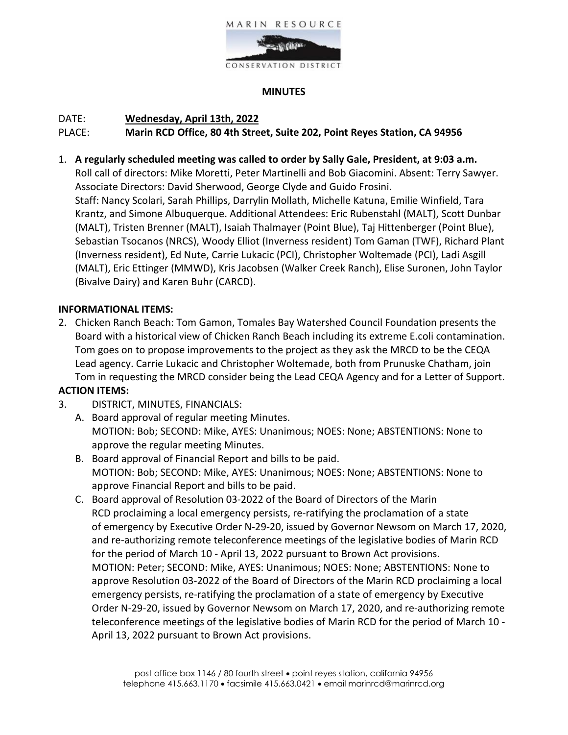MARIN RESOURCE

CONSERVATION DISTRICT

**MINUTES**

DATE: **Wednesday, April 13th, 2022**

PLACE: **Marin RCD Office, 80 4th Street, Suite 202, Point Reyes Station, CA 94956**

1. **A regularly scheduled meeting was called to order by Sally Gale, President, at 9:03 a.m.**
   Roll call of directors: Mike Moretti, Peter Martinelli and Bob Giacomini. Absent: Terry Sawyer. Associate Directors: David Sherwood, George Clyde and Guido Frosini.
   Staff: Nancy Scolari, Sarah Phillips, Darrylin Mollath, Michelle Katuna, Emilie Winfield, Tara Krantz, and Simone Albuquerque. Additional Attendees: Eric Rubenstahl (MALT), Scott Dunbar (MALT), Tristen Brenner (MALT), Isaiah Thalmayer (Point Blue), Taj Hittenberger (Point Blue), Sebastian Tsocanos (NRCS), Woody Elliot (Inverness resident) Tom Gaman (TWF), Richard Plant (Inverness resident), Ed Nute, Carrie Lukacic (PCI), Christopher Woltemade (PCI), Ladi Asgill (MALT), Eric Ettinger (MMWD), Kris Jacobsen (Walker Creek Ranch), Elise Suronen, John Taylor (Bivalve Dairy) and Karen Buhr (CARCD).

**INFORMATIONAL ITEMS:**

2. Chicken Ranch Beach: Tom Gamon, Tomales Bay Watershed Council Foundation presents the Board with a historical view of Chicken Ranch Beach including its extreme E.coli contamination. Tom goes on to propose improvements to the project as they ask the MRCD to be the CEQA Lead agency. Carrie Lukacic and Christopher Woltemade, both from Prunuske Chatham, join Tom in requesting the MRCD consider being the Lead CEQA Agency and for a Letter of Support.

**ACTION ITEMS:**

3. DISTRICT, MINUTES, FINANCIALS:
   A. Board approval of regular meeting Minutes.
      MOTION: Bob; SECOND: Mike, AYES: Unanimous; NOES: None; ABSTENTIONS: None to approve the regular meeting Minutes.
   B. Board approval of Financial Report and bills to be paid.
      MOTION: Bob; SECOND: Mike, AYES: Unanimous; NOES: None; ABSTENTIONS: None to approve Financial Report and bills to be paid.
   C. Board approval of Resolution 03-2022 of the Board of Directors of the Marin RCD proclaiming a local emergency persists, re-ratifying the proclamation of a state of emergency by Executive Order N-29-20, issued by Governor Newsom on March 17, 2020, and re-authorizing remote teleconference meetings of the legislative bodies of Marin RCD for the period of March 10 - April 13, 2022 pursuant to Brown Act provisions.
      MOTION: Peter; SECOND: Mike, AYES: Unanimous; NOES: None; ABSTENTIONS: None to approve Resolution 03-2022 of the Board of Directors of the Marin RCD proclaiming a local emergency persists, re-ratifying the proclamation of a state of emergency by Executive Order N-29-20, issued by Governor Newsom on March 17, 2020, and re-authorizing remote teleconference meetings of the legislative bodies of Marin RCD for the period of March 10 - April 13, 2022 pursuant to Brown Act provisions.

post office box 1146 / 80 fourth street • point reyes station, california 94956
telephone 415.663.1170 • facsimile 415.663.0421 • email marinrcd@marinrcd.org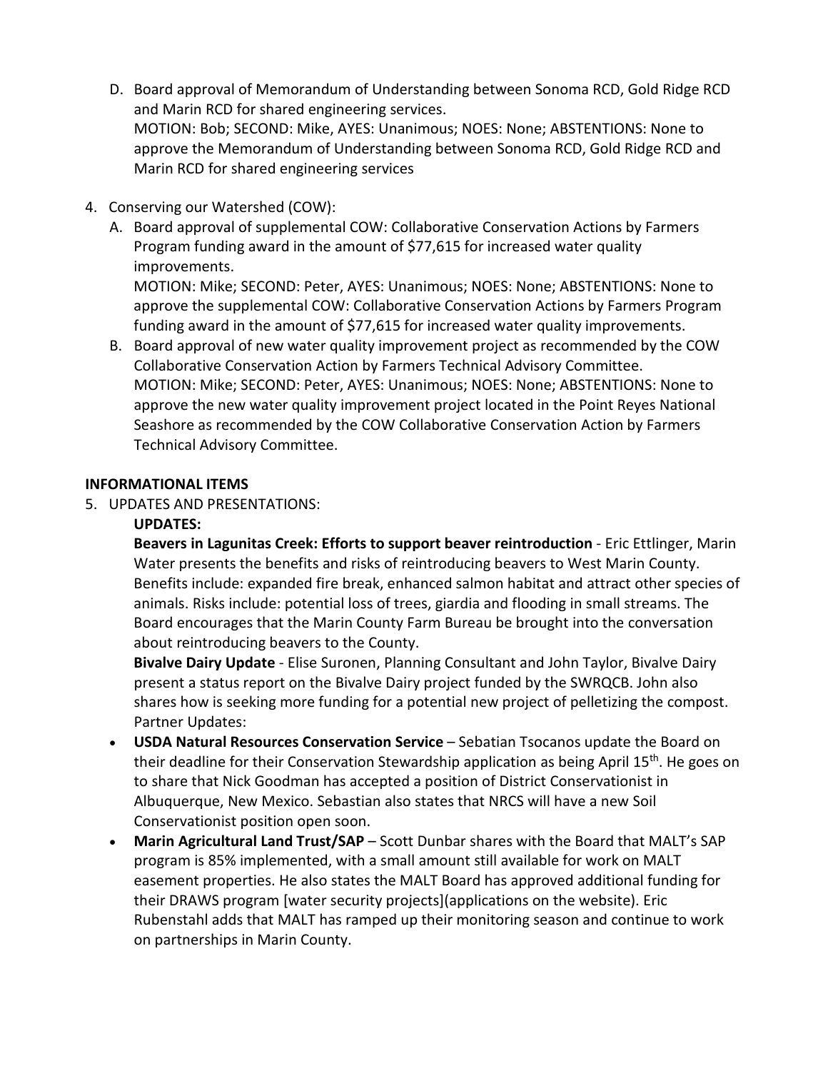D. Board approval of Memorandum of Understanding between Sonoma RCD, Gold Ridge RCD and Marin RCD for shared engineering services.
   MOTION: Bob; SECOND: Mike, AYES: Unanimous; NOES: None; ABSTENTIONS: None to approve the Memorandum of Understanding between Sonoma RCD, Gold Ridge RCD and Marin RCD for shared engineering services

4. Conserving our Watershed (COW):
   A. Board approval of supplemental COW: Collaborative Conservation Actions by Farmers Program funding award in the amount of $77,615 for increased water quality improvements.
      MOTION: Mike; SECOND: Peter, AYES: Unanimous; NOES: None; ABSTENTIONS: None to approve the supplemental COW: Collaborative Conservation Actions by Farmers Program funding award in the amount of $77,615 for increased water quality improvements.
   B. Board approval of new water quality improvement project as recommended by the COW Collaborative Conservation Action by Farmers Technical Advisory Committee.
      MOTION: Mike; SECOND: Peter, AYES: Unanimous; NOES: None; ABSTENTIONS: None to approve the new water quality improvement project located in the Point Reyes National Seashore as recommended by the COW Collaborative Conservation Action by Farmers Technical Advisory Committee.

**INFORMATIONAL ITEMS**

5. UPDATES AND PRESENTATIONS:

   **UPDATES:**

   **Beavers in Lagunitas Creek: Efforts to support beaver reintroduction** - Eric Ettlinger, Marin Water presents the benefits and risks of reintroducing beavers to West Marin County. Benefits include: expanded fire break, enhanced salmon habitat and attract other species of animals. Risks include: potential loss of trees, giardia and flooding in small streams. The Board encourages that the Marin County Farm Bureau be brought into the conversation about reintroducing beavers to the County.

   **Bivalve Dairy Update** - Elise Suronen, Planning Consultant and John Taylor, Bivalve Dairy present a status report on the Bivalve Dairy project funded by the SWRQCB. John also shares how is seeking more funding for a potential new project of pelletizing the compost.

   Partner Updates:

   - **USDA Natural Resources Conservation Service** – Sebatian Tsocanos update the Board on their deadline for their Conservation Stewardship application as being April 15th. He goes on to share that Nick Goodman has accepted a position of District Conservationist in Albuquerque, New Mexico. Sebastian also states that NRCS will have a new Soil Conservationist position open soon.
   - **Marin Agricultural Land Trust/SAP** – Scott Dunbar shares with the Board that MALT's SAP program is 85% implemented, with a small amount still available for work on MALT easement properties. He also states the MALT Board has approved additional funding for their DRAWS program [water security projects](applications on the website). Eric Rubenstahl adds that MALT has ramped up their monitoring season and continue to work on partnerships in Marin County.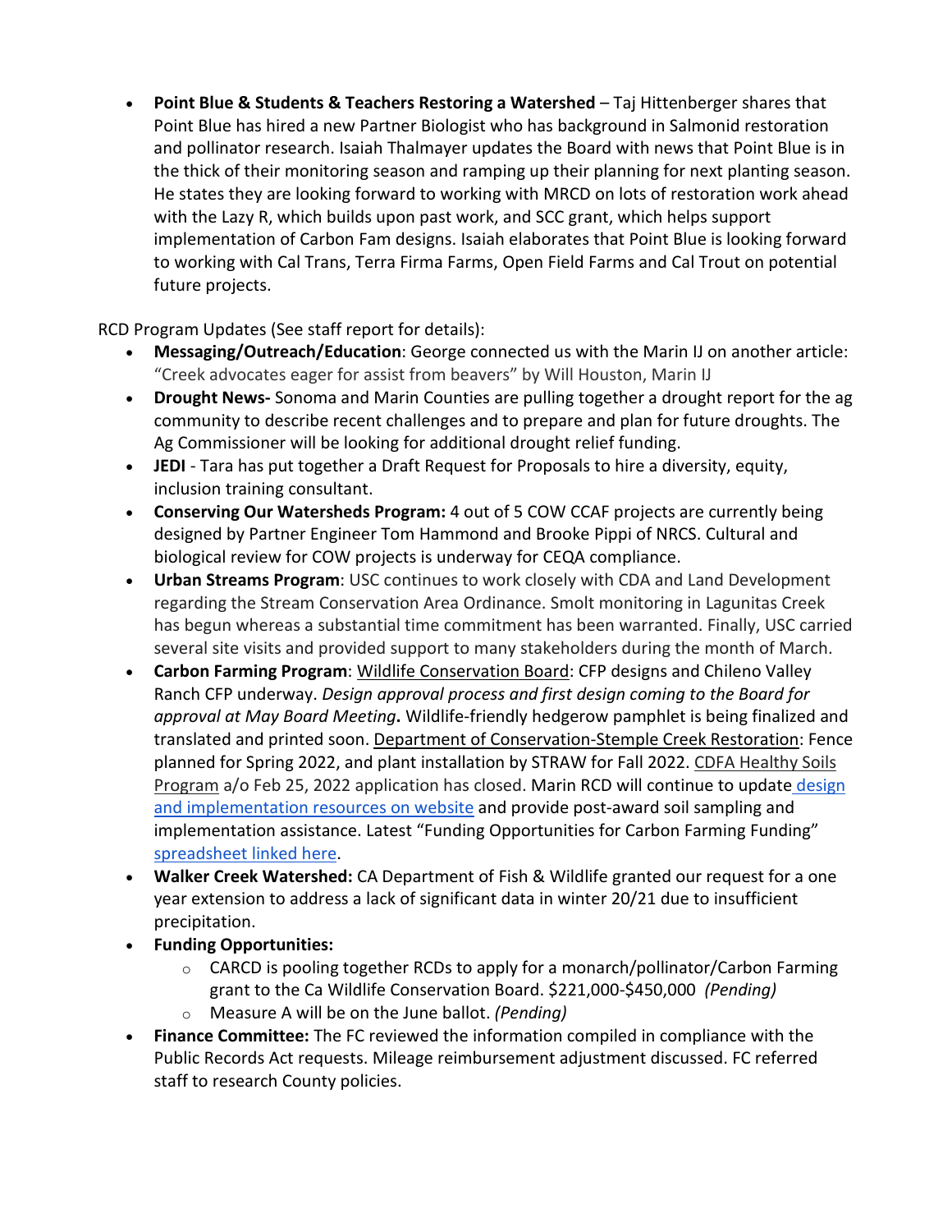- **Point Blue & Students & Teachers Restoring a Watershed** – Taj Hittenberger shares that Point Blue has hired a new Partner Biologist who has background in Salmonid restoration and pollinator research. Isaiah Thalmayer updates the Board with news that Point Blue is in the thick of their monitoring season and ramping up their planning for next planting season. He states they are looking forward to working with MRCD on lots of restoration work ahead with the Lazy R, which builds upon past work, and SCC grant, which helps support implementation of Carbon Fam designs. Isaiah elaborates that Point Blue is looking forward to working with Cal Trans, Terra Firma Farms, Open Field Farms and Cal Trout on potential future projects.

RCD Program Updates (See staff report for details):

- **Messaging/Outreach/Education**: George connected us with the Marin IJ on another article: "Creek advocates eager for assist from beavers" by Will Houston, Marin IJ
- **Drought News-** Sonoma and Marin Counties are pulling together a drought report for the ag community to describe recent challenges and to prepare and plan for future droughts. The Ag Commissioner will be looking for additional drought relief funding.
- **JEDI** - Tara has put together a Draft Request for Proposals to hire a diversity, equity, inclusion training consultant.
- **Conserving Our Watersheds Program:** 4 out of 5 COW CCAF projects are currently being designed by Partner Engineer Tom Hammond and Brooke Pippi of NRCS. Cultural and biological review for COW projects is underway for CEQA compliance.
- **Urban Streams Program**: USC continues to work closely with CDA and Land Development regarding the Stream Conservation Area Ordinance. Smolt monitoring in Lagunitas Creek has begun whereas a substantial time commitment has been warranted. Finally, USC carried several site visits and provided support to many stakeholders during the month of March.
- **Carbon Farming Program**: Wildlife Conservation Board: CFP designs and Chileno Valley Ranch CFP underway. *Design approval process and first design coming to the Board for approval at May Board Meeting***.** Wildlife-friendly hedgerow pamphlet is being finalized and translated and printed soon. Department of Conservation-Stemple Creek Restoration: Fence planned for Spring 2022, and plant installation by STRAW for Fall 2022. CDFA Healthy Soils Program a/o Feb 25, 2022 application has closed. Marin RCD will continue to update design and implementation resources on website and provide post-award soil sampling and implementation assistance. Latest "Funding Opportunities for Carbon Farming Funding" spreadsheet linked here.
- **Walker Creek Watershed:** CA Department of Fish & Wildlife granted our request for a one year extension to address a lack of significant data in winter 20/21 due to insufficient precipitation.
- **Funding Opportunities:**
  - CARCD is pooling together RCDs to apply for a monarch/pollinator/Carbon Farming grant to the Ca Wildlife Conservation Board. $221,000-$450,000 *(Pending)*
  - Measure A will be on the June ballot. *(Pending)*
- **Finance Committee:** The FC reviewed the information compiled in compliance with the Public Records Act requests. Mileage reimbursement adjustment discussed. FC referred staff to research County policies.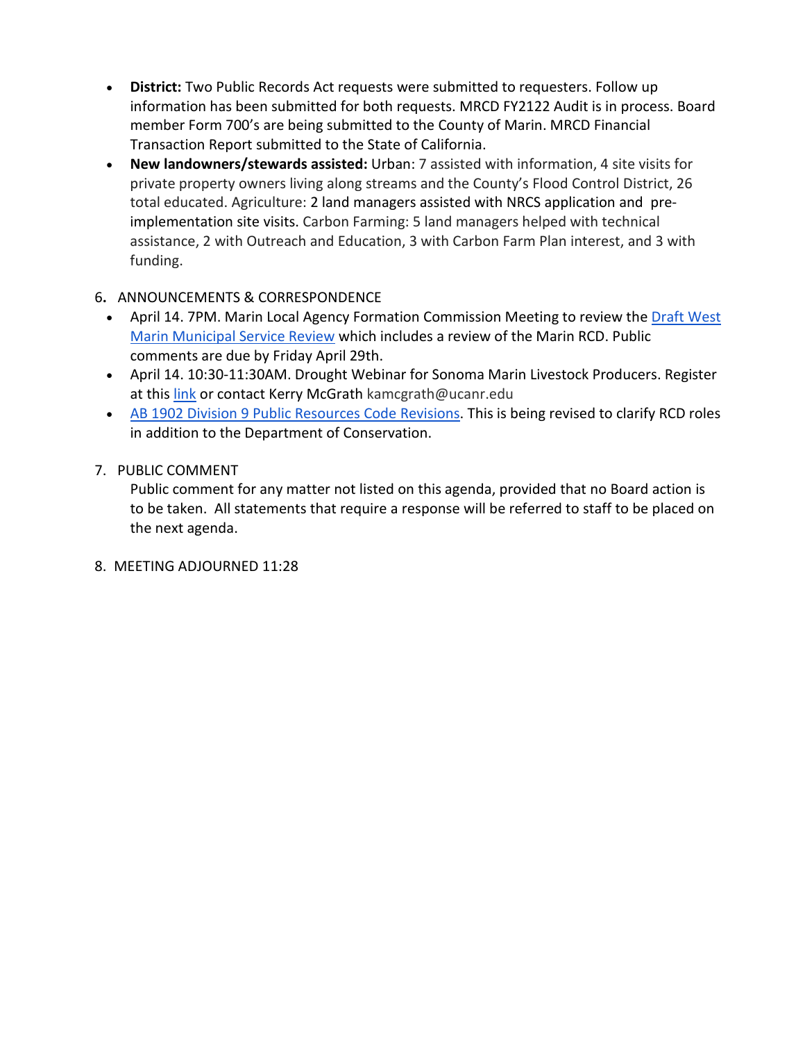- **District:** Two Public Records Act requests were submitted to requesters. Follow up information has been submitted for both requests. MRCD FY2122 Audit is in process. Board member Form 700's are being submitted to the County of Marin. MRCD Financial Transaction Report submitted to the State of California.
- **New landowners/stewards assisted:** Urban: 7 assisted with information, 4 site visits for private property owners living along streams and the County's Flood Control District, 26 total educated. Agriculture: 2 land managers assisted with NRCS application and pre-implementation site visits. Carbon Farming: 5 land managers helped with technical assistance, 2 with Outreach and Education, 3 with Carbon Farm Plan interest, and 3 with funding.

6. ANNOUNCEMENTS & CORRESPONDENCE
   - April 14. 7PM. Marin Local Agency Formation Commission Meeting to review the Draft West Marin Municipal Service Review which includes a review of the Marin RCD. Public comments are due by Friday April 29th.
   - April 14. 10:30-11:30AM. Drought Webinar for Sonoma Marin Livestock Producers. Register at this link or contact Kerry McGrath kamcgrath@ucanr.edu
   - AB 1902 Division 9 Public Resources Code Revisions. This is being revised to clarify RCD roles in addition to the Department of Conservation.

7. PUBLIC COMMENT

   Public comment for any matter not listed on this agenda, provided that no Board action is to be taken. All statements that require a response will be referred to staff to be placed on the next agenda.

8. MEETING ADJOURNED 11:28